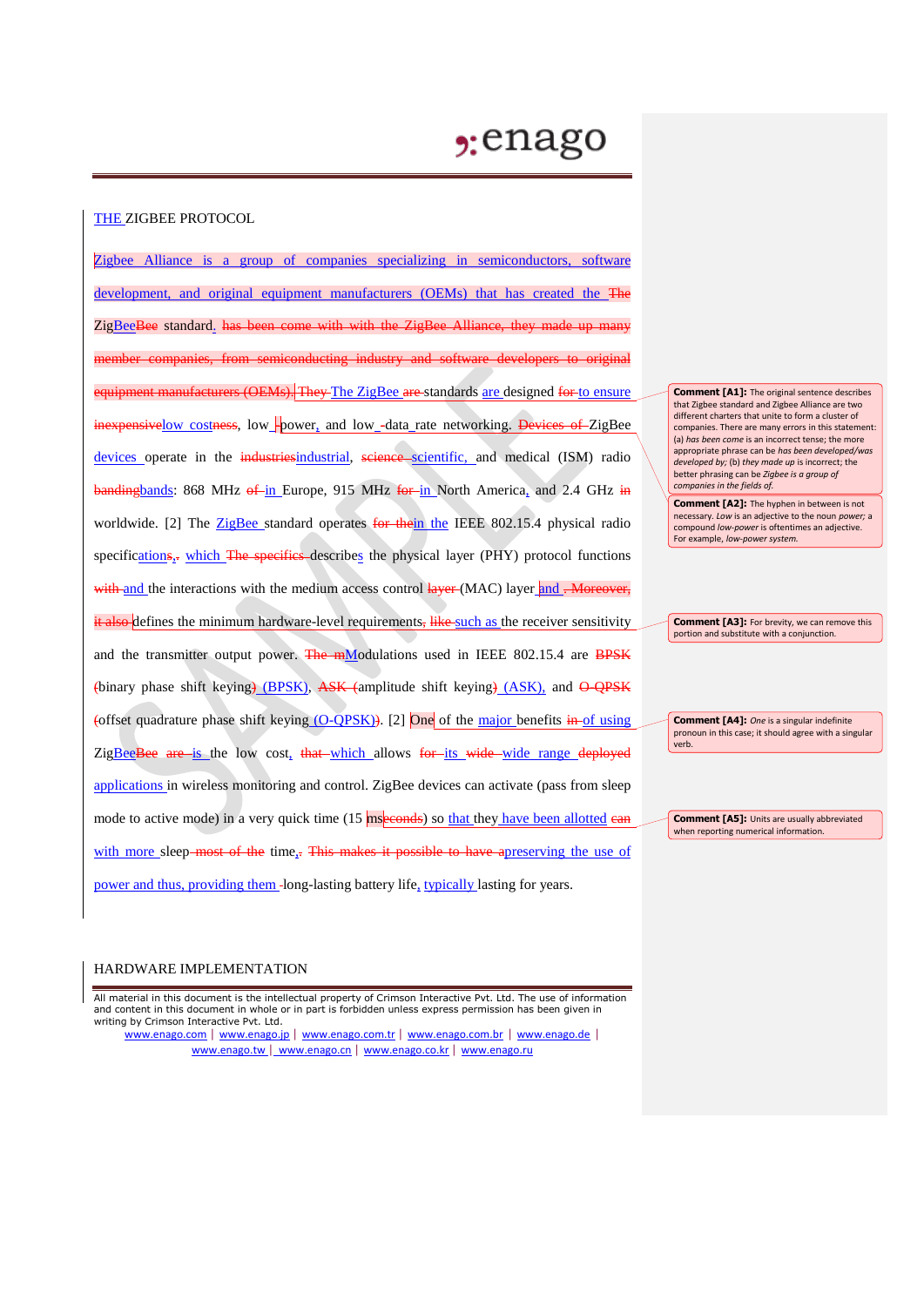# THE ZIGBEE PROTOCOL

Zigbee Alliance is a group of companies specializing in semiconductors, software development, and original equipment manufacturers (OEMs) that has created the ~~The~~ ZigBee~~Bee~~ standard. ~~has been come with with the ZigBee Alliance, they made up many member companies, from semiconducting industry and software developers to original equipment manufacturers (OEMs).~~ ~~They~~ The ZigBee ~~are~~ standards are designed ~~for~~ to ensure ~~inexpensive~~low cost~~ness~~, low -power, and low -data rate networking. ~~Devices of~~ ZigBee devices operate in the ~~industries~~industrial, ~~science~~ scientific, and medical (ISM) radio ~~banding~~bands: 868 MHz ~~of~~ in Europe, 915 MHz ~~for~~ in North America, and 2.4 GHz ~~in~~ worldwide. [2] The ZigBee standard operates ~~for the~~in the IEEE 802.15.4 physical radio specifications~~,~~. which ~~The specifics~~ describes the physical layer (PHY) protocol functions ~~with~~ and the interactions with the medium access control ~~layer~~ (MAC) layer and ~~. Moreover, it also~~ defines the minimum hardware-level requirements~~,~~ ~~like~~ such as the receiver sensitivity and the transmitter output power. ~~The m~~Modulations used in IEEE 802.15.4 are ~~BPSK (~~binary phase shift keying~~)~~ (BPSK), ~~ASK (~~amplitude shift keying~~)~~ (ASK), and ~~O-QPSK (~~offset quadrature phase shift keying (O-QPSK)~~)~~. [2] One of the major benefits ~~in~~ of using ZigBee~~Bee~~ ~~are~~ is the low cost, ~~that~~ which allows ~~for~~ its ~~wide~~ wide range ~~deployed~~ applications in wireless monitoring and control. ZigBee devices can activate (pass from sleep mode to active mode) in a very quick time (15 ms~~econds~~) so that they have been allotted ~~can~~ with more sleep ~~most of the~~ time,~~.~~ ~~This makes it possible to have a~~preserving the use of power and thus, providing them long-lasting battery life, typically lasting for years.

# HARDWARE IMPLEMENTATION

**Comment [A1]:** The original sentence describes that Zigbee standard and Zigbee Alliance are two different charters that unite to form a cluster of companies. There are many errors in this statement: (a) *has been come* is an incorrect tense; the more appropriate phrase can be *has been developed/was developed by;* (b) *they made up* is incorrect; the better phrasing can be *Zigbee is a group of companies in the fields of.*

**Comment [A2]:** The hyphen in between is not necessary. *Low* is an adjective to the noun *power;* a compound *low-power* is oftentimes an adjective. For example, *low-power system.*

**Comment [A3]:** For brevity, we can remove this portion and substitute with a conjunction.

**Comment [A4]:** *One* is a singular indefinite pronoun in this case; it should agree with a singular verb.

**Comment [A5]:** Units are usually abbreviated when reporting numerical information.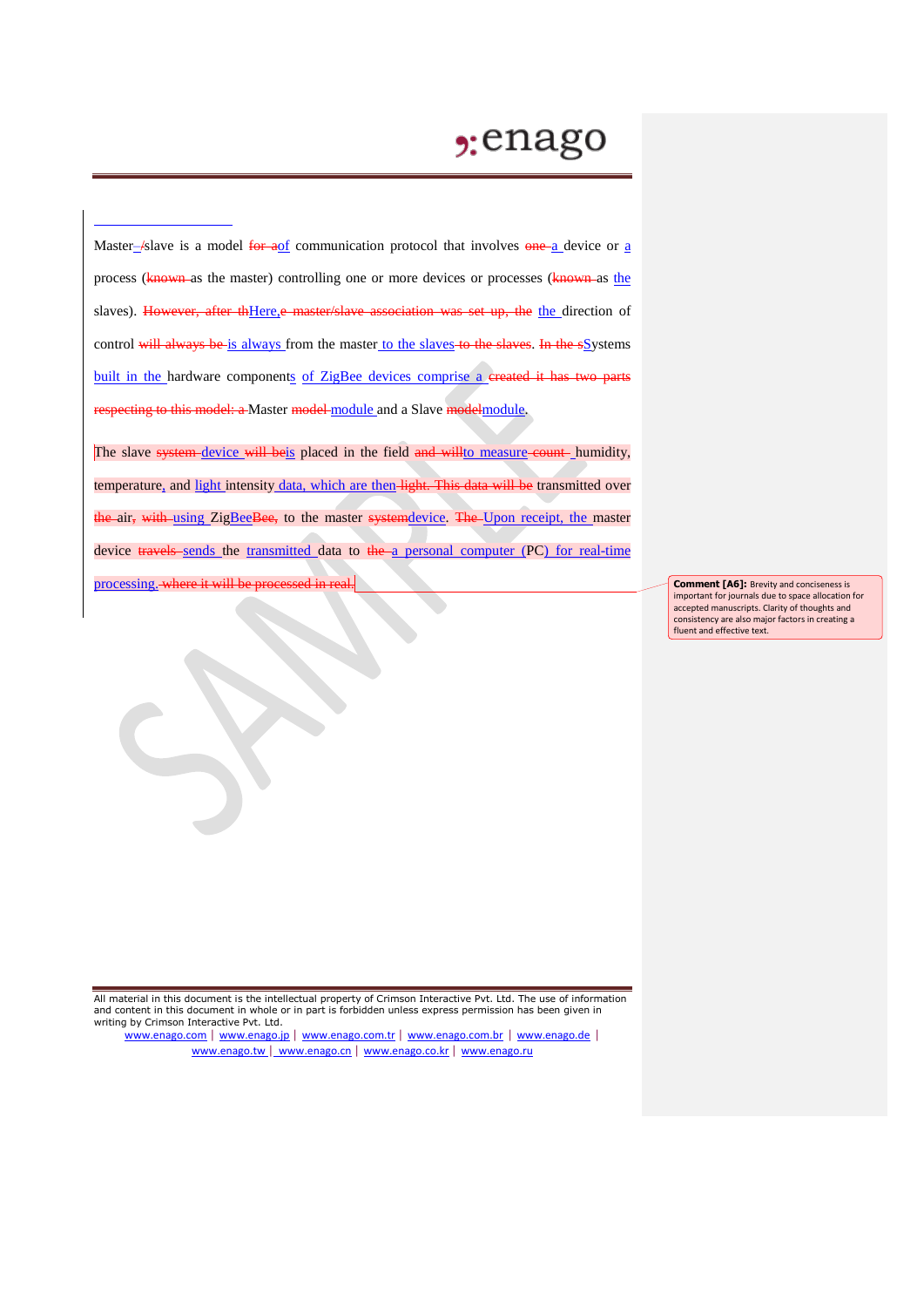Master-~~/~~slave is a model ~~for a~~of communication protocol that involves ~~one~~ a device or a process (~~known~~ as the master) controlling one or more devices or processes (~~known~~ as the slaves). ~~However, after th~~Here,~~e master/slave association was set up, the~~ the direction of control ~~will always be~~ is always from the master to the slaves ~~to the slaves~~. ~~In the s~~Systems built in the hardware components of ZigBee devices comprise a ~~created it has two parts respecting to this model: a~~ Master ~~model~~ module and a Slave ~~model~~module.

The slave ~~system~~ device ~~will be~~is placed in the field ~~and will~~to measure ~~count~~ humidity, temperature, and light intensity data, which are then ~~light. This data will be~~ transmitted over ~~the~~ air~~,~~ ~~with~~ using ZigBee~~Bee,~~ to the master ~~system~~device. ~~The~~ Upon receipt, the master device ~~travels~~ sends the transmitted data to ~~the~~ a personal computer (PC) for real-time processing. ~~where it will be processed in real.~~

**Comment [A6]:** Brevity and conciseness is important for journals due to space allocation for accepted manuscripts. Clarity of thoughts and consistency are also major factors in creating a fluent and effective text.